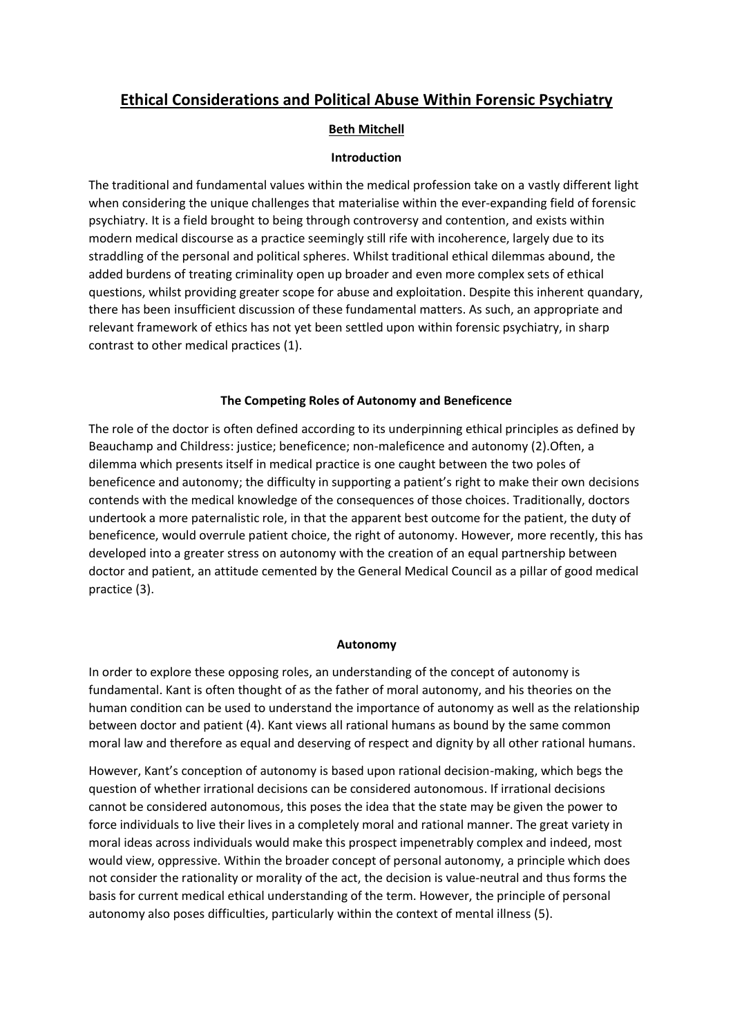# Ethical Considerations and Political Abuse Within Forensic Psychiatry

**Beth Mitchell**

## Introduction

The traditional and fundamental values within the medical profession take on a vastly different light when considering the unique challenges that materialise within the ever-expanding field of forensic psychiatry. It is a field brought to being through controversy and contention, and exists within modern medical discourse as a practice seemingly still rife with incoherence, largely due to its straddling of the personal and political spheres. Whilst traditional ethical dilemmas abound, the added burdens of treating criminality open up broader and even more complex sets of ethical questions, whilst providing greater scope for abuse and exploitation. Despite this inherent quandary, there has been insufficient discussion of these fundamental matters. As such, an appropriate and relevant framework of ethics has not yet been settled upon within forensic psychiatry, in sharp contrast to other medical practices (1).

## The Competing Roles of Autonomy and Beneficence

The role of the doctor is often defined according to its underpinning ethical principles as defined by Beauchamp and Childress: justice; beneficence; non-maleficence and autonomy (2).Often, a dilemma which presents itself in medical practice is one caught between the two poles of beneficence and autonomy; the difficulty in supporting a patient's right to make their own decisions contends with the medical knowledge of the consequences of those choices. Traditionally, doctors undertook a more paternalistic role, in that the apparent best outcome for the patient, the duty of beneficence, would overrule patient choice, the right of autonomy. However, more recently, this has developed into a greater stress on autonomy with the creation of an equal partnership between doctor and patient, an attitude cemented by the General Medical Council as a pillar of good medical practice (3).

### Autonomy

In order to explore these opposing roles, an understanding of the concept of autonomy is fundamental. Kant is often thought of as the father of moral autonomy, and his theories on the human condition can be used to understand the importance of autonomy as well as the relationship between doctor and patient (4). Kant views all rational humans as bound by the same common moral law and therefore as equal and deserving of respect and dignity by all other rational humans.

However, Kant's conception of autonomy is based upon rational decision-making, which begs the question of whether irrational decisions can be considered autonomous. If irrational decisions cannot be considered autonomous, this poses the idea that the state may be given the power to force individuals to live their lives in a completely moral and rational manner. The great variety in moral ideas across individuals would make this prospect impenetrably complex and indeed, most would view, oppressive. Within the broader concept of personal autonomy, a principle which does not consider the rationality or morality of the act, the decision is value-neutral and thus forms the basis for current medical ethical understanding of the term. However, the principle of personal autonomy also poses difficulties, particularly within the context of mental illness (5).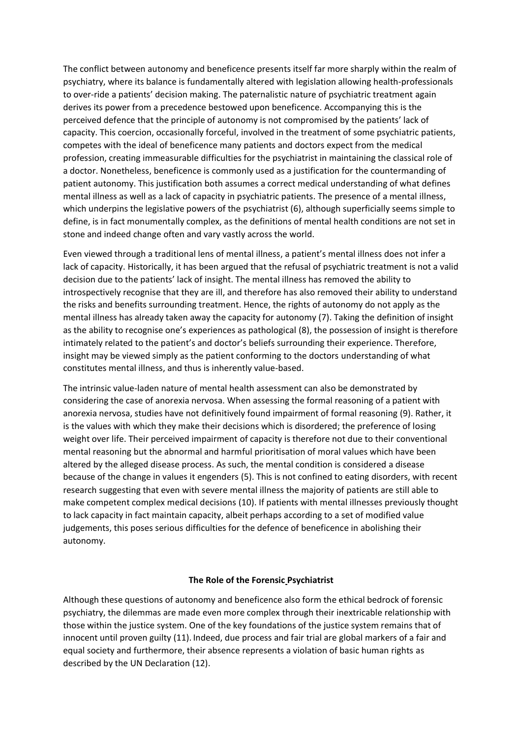The conflict between autonomy and beneficence presents itself far more sharply within the realm of psychiatry, where its balance is fundamentally altered with legislation allowing health-professionals to over-ride a patients' decision making. The paternalistic nature of psychiatric treatment again derives its power from a precedence bestowed upon beneficence. Accompanying this is the perceived defence that the principle of autonomy is not compromised by the patients' lack of capacity. This coercion, occasionally forceful, involved in the treatment of some psychiatric patients, competes with the ideal of beneficence many patients and doctors expect from the medical profession, creating immeasurable difficulties for the psychiatrist in maintaining the classical role of a doctor. Nonetheless, beneficence is commonly used as a justification for the countermanding of patient autonomy. This justification both assumes a correct medical understanding of what defines mental illness as well as a lack of capacity in psychiatric patients. The presence of a mental illness, which underpins the legislative powers of the psychiatrist (6), although superficially seems simple to define, is in fact monumentally complex, as the definitions of mental health conditions are not set in stone and indeed change often and vary vastly across the world.

Even viewed through a traditional lens of mental illness, a patient's mental illness does not infer a lack of capacity. Historically, it has been argued that the refusal of psychiatric treatment is not a valid decision due to the patients' lack of insight. The mental illness has removed the ability to introspectively recognise that they are ill, and therefore has also removed their ability to understand the risks and benefits surrounding treatment. Hence, the rights of autonomy do not apply as the mental illness has already taken away the capacity for autonomy (7). Taking the definition of insight as the ability to recognise one's experiences as pathological (8), the possession of insight is therefore intimately related to the patient's and doctor's beliefs surrounding their experience. Therefore, insight may be viewed simply as the patient conforming to the doctors understanding of what constitutes mental illness, and thus is inherently value-based.

The intrinsic value-laden nature of mental health assessment can also be demonstrated by considering the case of anorexia nervosa. When assessing the formal reasoning of a patient with anorexia nervosa, studies have not definitively found impairment of formal reasoning (9). Rather, it is the values with which they make their decisions which is disordered; the preference of losing weight over life. Their perceived impairment of capacity is therefore not due to their conventional mental reasoning but the abnormal and harmful prioritisation of moral values which have been altered by the alleged disease process. As such, the mental condition is considered a disease because of the change in values it engenders (5). This is not confined to eating disorders, with recent research suggesting that even with severe mental illness the majority of patients are still able to make competent complex medical decisions (10). If patients with mental illnesses previously thought to lack capacity in fact maintain capacity, albeit perhaps according to a set of modified value judgements, this poses serious difficulties for the defence of beneficence in abolishing their autonomy.

## The Role of the Forensic Psychiatrist

Although these questions of autonomy and beneficence also form the ethical bedrock of forensic psychiatry, the dilemmas are made even more complex through their inextricable relationship with those within the justice system. One of the key foundations of the justice system remains that of innocent until proven guilty (11). Indeed, due process and fair trial are global markers of a fair and equal society and furthermore, their absence represents a violation of basic human rights as described by the UN Declaration (12).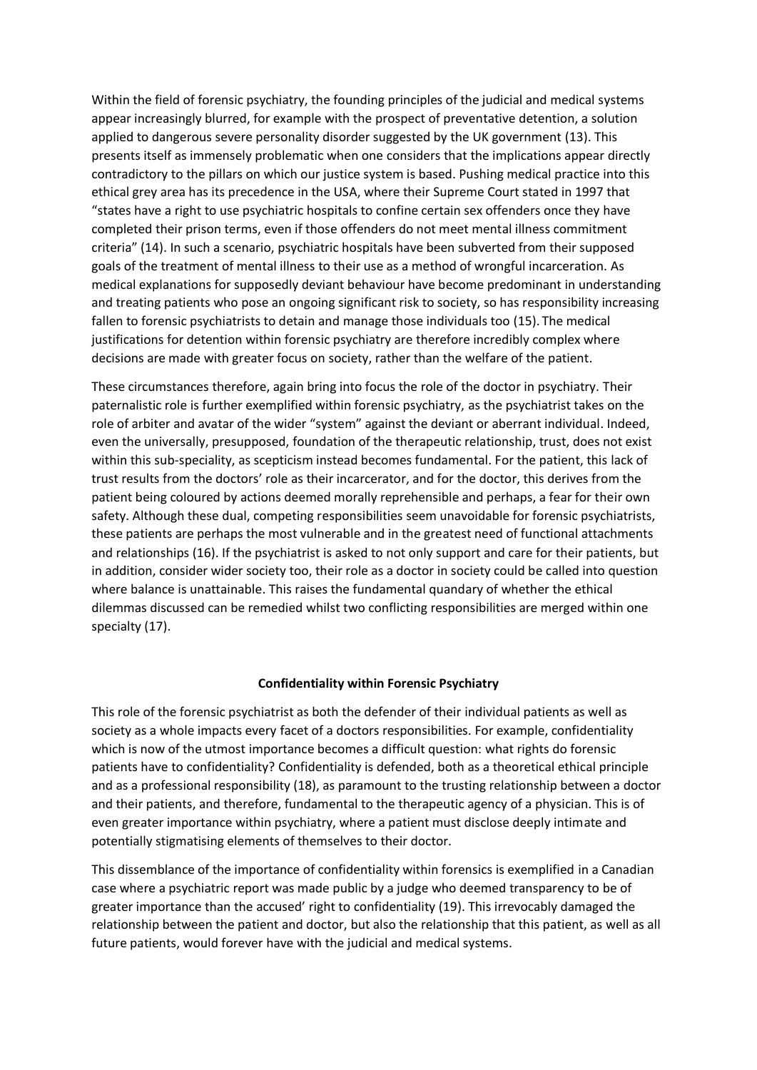Within the field of forensic psychiatry, the founding principles of the judicial and medical systems appear increasingly blurred, for example with the prospect of preventative detention, a solution applied to dangerous severe personality disorder suggested by the UK government (13). This presents itself as immensely problematic when one considers that the implications appear directly contradictory to the pillars on which our justice system is based. Pushing medical practice into this ethical grey area has its precedence in the USA, where their Supreme Court stated in 1997 that "states have a right to use psychiatric hospitals to confine certain sex offenders once they have completed their prison terms, even if those offenders do not meet mental illness commitment criteria" (14). In such a scenario, psychiatric hospitals have been subverted from their supposed goals of the treatment of mental illness to their use as a method of wrongful incarceration. As medical explanations for supposedly deviant behaviour have become predominant in understanding and treating patients who pose an ongoing significant risk to society, so has responsibility increasing fallen to forensic psychiatrists to detain and manage those individuals too (15). The medical justifications for detention within forensic psychiatry are therefore incredibly complex where decisions are made with greater focus on society, rather than the welfare of the patient.

These circumstances therefore, again bring into focus the role of the doctor in psychiatry. Their paternalistic role is further exemplified within forensic psychiatry, as the psychiatrist takes on the role of arbiter and avatar of the wider "system" against the deviant or aberrant individual. Indeed, even the universally, presupposed, foundation of the therapeutic relationship, trust, does not exist within this sub-speciality, as scepticism instead becomes fundamental. For the patient, this lack of trust results from the doctors' role as their incarcerator, and for the doctor, this derives from the patient being coloured by actions deemed morally reprehensible and perhaps, a fear for their own safety. Although these dual, competing responsibilities seem unavoidable for forensic psychiatrists, these patients are perhaps the most vulnerable and in the greatest need of functional attachments and relationships (16). If the psychiatrist is asked to not only support and care for their patients, but in addition, consider wider society too, their role as a doctor in society could be called into question where balance is unattainable. This raises the fundamental quandary of whether the ethical dilemmas discussed can be remedied whilst two conflicting responsibilities are merged within one specialty (17).

## Confidentiality within Forensic Psychiatry

This role of the forensic psychiatrist as both the defender of their individual patients as well as society as a whole impacts every facet of a doctors responsibilities. For example, confidentiality which is now of the utmost importance becomes a difficult question: what rights do forensic patients have to confidentiality? Confidentiality is defended, both as a theoretical ethical principle and as a professional responsibility (18), as paramount to the trusting relationship between a doctor and their patients, and therefore, fundamental to the therapeutic agency of a physician. This is of even greater importance within psychiatry, where a patient must disclose deeply intimate and potentially stigmatising elements of themselves to their doctor.

This dissemblance of the importance of confidentiality within forensics is exemplified in a Canadian case where a psychiatric report was made public by a judge who deemed transparency to be of greater importance than the accused' right to confidentiality (19). This irrevocably damaged the relationship between the patient and doctor, but also the relationship that this patient, as well as all future patients, would forever have with the judicial and medical systems.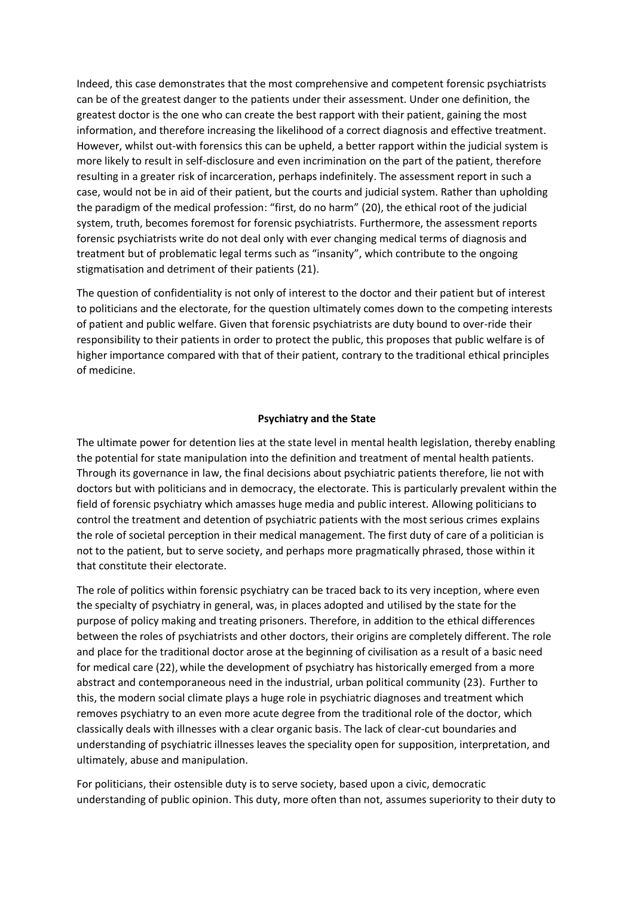Indeed, this case demonstrates that the most comprehensive and competent forensic psychiatrists can be of the greatest danger to the patients under their assessment. Under one definition, the greatest doctor is the one who can create the best rapport with their patient, gaining the most information, and therefore increasing the likelihood of a correct diagnosis and effective treatment. However, whilst out-with forensics this can be upheld, a better rapport within the judicial system is more likely to result in self-disclosure and even incrimination on the part of the patient, therefore resulting in a greater risk of incarceration, perhaps indefinitely. The assessment report in such a case, would not be in aid of their patient, but the courts and judicial system. Rather than upholding the paradigm of the medical profession: "first, do no harm" (20), the ethical root of the judicial system, truth, becomes foremost for forensic psychiatrists. Furthermore, the assessment reports forensic psychiatrists write do not deal only with ever changing medical terms of diagnosis and treatment but of problematic legal terms such as "insanity", which contribute to the ongoing stigmatisation and detriment of their patients (21).

The question of confidentiality is not only of interest to the doctor and their patient but of interest to politicians and the electorate, for the question ultimately comes down to the competing interests of patient and public welfare. Given that forensic psychiatrists are duty bound to over-ride their responsibility to their patients in order to protect the public, this proposes that public welfare is of higher importance compared with that of their patient, contrary to the traditional ethical principles of medicine.

## Psychiatry and the State

The ultimate power for detention lies at the state level in mental health legislation, thereby enabling the potential for state manipulation into the definition and treatment of mental health patients. Through its governance in law, the final decisions about psychiatric patients therefore, lie not with doctors but with politicians and in democracy, the electorate. This is particularly prevalent within the field of forensic psychiatry which amasses huge media and public interest. Allowing politicians to control the treatment and detention of psychiatric patients with the most serious crimes explains the role of societal perception in their medical management. The first duty of care of a politician is not to the patient, but to serve society, and perhaps more pragmatically phrased, those within it that constitute their electorate.

The role of politics within forensic psychiatry can be traced back to its very inception, where even the specialty of psychiatry in general, was, in places adopted and utilised by the state for the purpose of policy making and treating prisoners. Therefore, in addition to the ethical differences between the roles of psychiatrists and other doctors, their origins are completely different. The role and place for the traditional doctor arose at the beginning of civilisation as a result of a basic need for medical care (22), while the development of psychiatry has historically emerged from a more abstract and contemporaneous need in the industrial, urban political community (23). Further to this, the modern social climate plays a huge role in psychiatric diagnoses and treatment which removes psychiatry to an even more acute degree from the traditional role of the doctor, which classically deals with illnesses with a clear organic basis. The lack of clear-cut boundaries and understanding of psychiatric illnesses leaves the speciality open for supposition, interpretation, and ultimately, abuse and manipulation.

For politicians, their ostensible duty is to serve society, based upon a civic, democratic understanding of public opinion. This duty, more often than not, assumes superiority to their duty to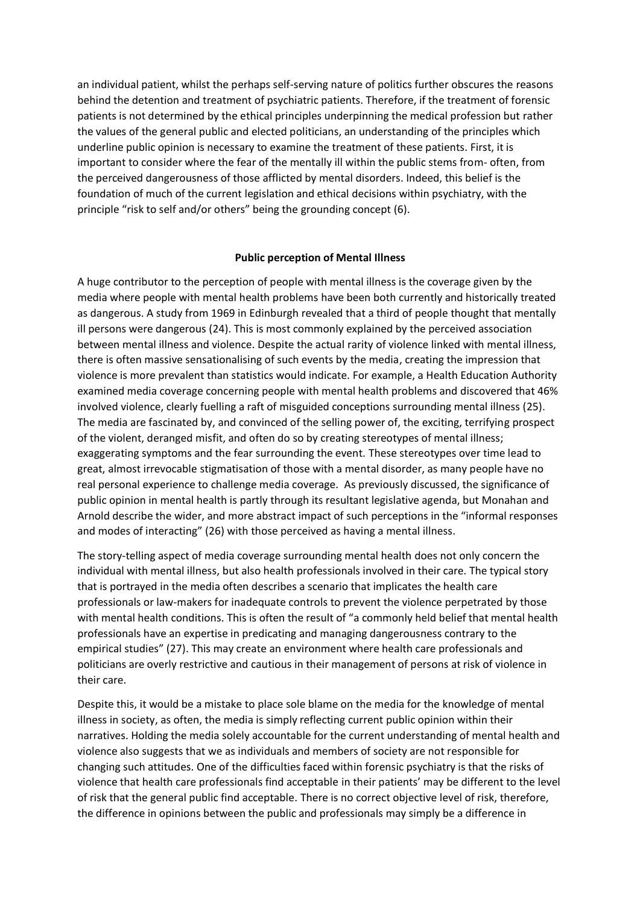an individual patient, whilst the perhaps self-serving nature of politics further obscures the reasons behind the detention and treatment of psychiatric patients. Therefore, if the treatment of forensic patients is not determined by the ethical principles underpinning the medical profession but rather the values of the general public and elected politicians, an understanding of the principles which underline public opinion is necessary to examine the treatment of these patients. First, it is important to consider where the fear of the mentally ill within the public stems from- often, from the perceived dangerousness of those afflicted by mental disorders. Indeed, this belief is the foundation of much of the current legislation and ethical decisions within psychiatry, with the principle "risk to self and/or others" being the grounding concept (6).

## Public perception of Mental Illness

A huge contributor to the perception of people with mental illness is the coverage given by the media where people with mental health problems have been both currently and historically treated as dangerous. A study from 1969 in Edinburgh revealed that a third of people thought that mentally ill persons were dangerous (24). This is most commonly explained by the perceived association between mental illness and violence. Despite the actual rarity of violence linked with mental illness, there is often massive sensationalising of such events by the media, creating the impression that violence is more prevalent than statistics would indicate. For example, a Health Education Authority examined media coverage concerning people with mental health problems and discovered that 46% involved violence, clearly fuelling a raft of misguided conceptions surrounding mental illness (25). The media are fascinated by, and convinced of the selling power of, the exciting, terrifying prospect of the violent, deranged misfit, and often do so by creating stereotypes of mental illness; exaggerating symptoms and the fear surrounding the event. These stereotypes over time lead to great, almost irrevocable stigmatisation of those with a mental disorder, as many people have no real personal experience to challenge media coverage. As previously discussed, the significance of public opinion in mental health is partly through its resultant legislative agenda, but Monahan and Arnold describe the wider, and more abstract impact of such perceptions in the "informal responses and modes of interacting" (26) with those perceived as having a mental illness.

The story-telling aspect of media coverage surrounding mental health does not only concern the individual with mental illness, but also health professionals involved in their care. The typical story that is portrayed in the media often describes a scenario that implicates the health care professionals or law-makers for inadequate controls to prevent the violence perpetrated by those with mental health conditions. This is often the result of "a commonly held belief that mental health professionals have an expertise in predicating and managing dangerousness contrary to the empirical studies" (27). This may create an environment where health care professionals and politicians are overly restrictive and cautious in their management of persons at risk of violence in their care.

Despite this, it would be a mistake to place sole blame on the media for the knowledge of mental illness in society, as often, the media is simply reflecting current public opinion within their narratives. Holding the media solely accountable for the current understanding of mental health and violence also suggests that we as individuals and members of society are not responsible for changing such attitudes. One of the difficulties faced within forensic psychiatry is that the risks of violence that health care professionals find acceptable in their patients' may be different to the level of risk that the general public find acceptable. There is no correct objective level of risk, therefore, the difference in opinions between the public and professionals may simply be a difference in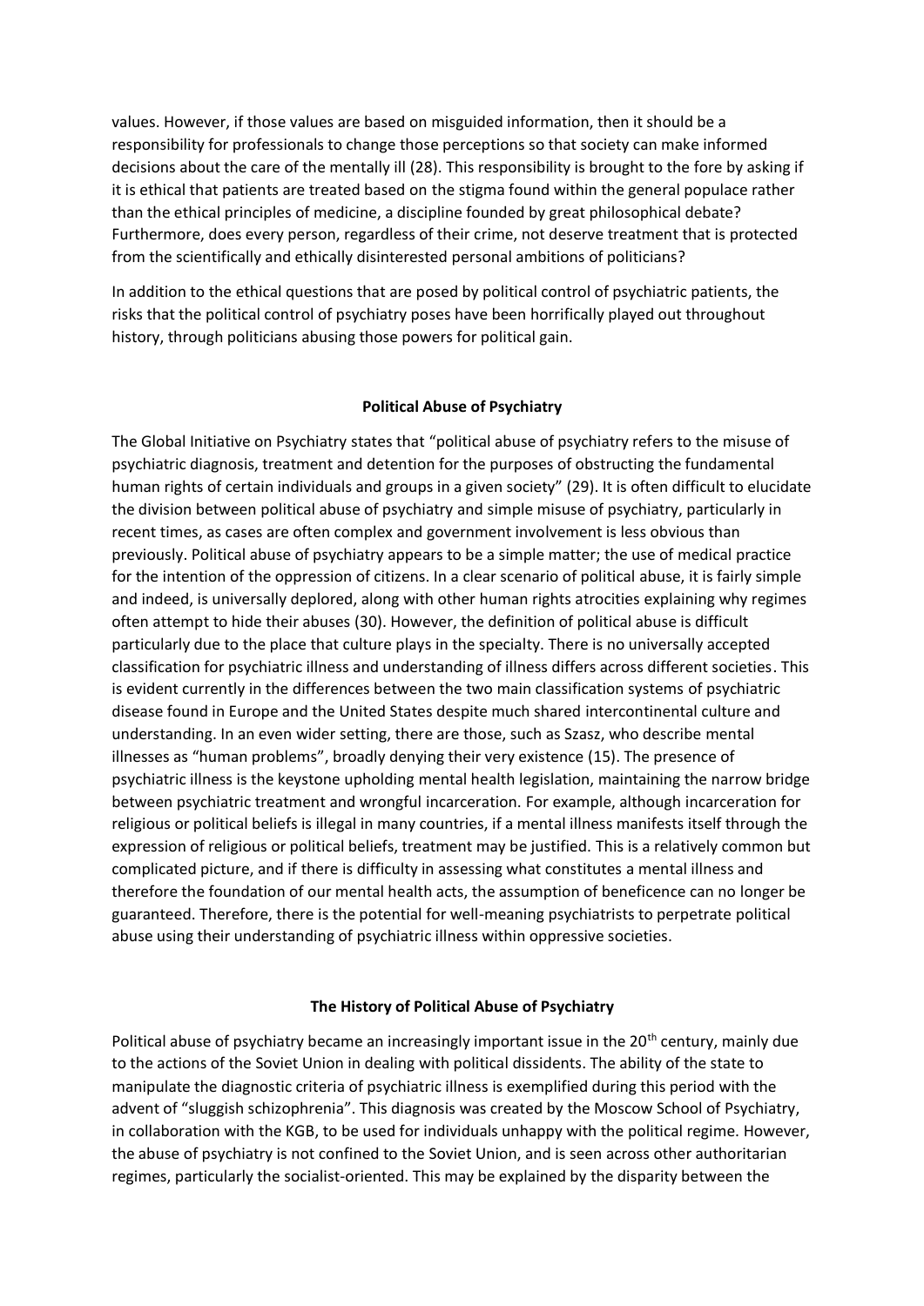values. However, if those values are based on misguided information, then it should be a responsibility for professionals to change those perceptions so that society can make informed decisions about the care of the mentally ill (28). This responsibility is brought to the fore by asking if it is ethical that patients are treated based on the stigma found within the general populace rather than the ethical principles of medicine, a discipline founded by great philosophical debate? Furthermore, does every person, regardless of their crime, not deserve treatment that is protected from the scientifically and ethically disinterested personal ambitions of politicians?

In addition to the ethical questions that are posed by political control of psychiatric patients, the risks that the political control of psychiatry poses have been horrifically played out throughout history, through politicians abusing those powers for political gain.

## Political Abuse of Psychiatry

The Global Initiative on Psychiatry states that "political abuse of psychiatry refers to the misuse of psychiatric diagnosis, treatment and detention for the purposes of obstructing the fundamental human rights of certain individuals and groups in a given society" (29). It is often difficult to elucidate the division between political abuse of psychiatry and simple misuse of psychiatry, particularly in recent times, as cases are often complex and government involvement is less obvious than previously. Political abuse of psychiatry appears to be a simple matter; the use of medical practice for the intention of the oppression of citizens. In a clear scenario of political abuse, it is fairly simple and indeed, is universally deplored, along with other human rights atrocities explaining why regimes often attempt to hide their abuses (30). However, the definition of political abuse is difficult particularly due to the place that culture plays in the specialty. There is no universally accepted classification for psychiatric illness and understanding of illness differs across different societies. This is evident currently in the differences between the two main classification systems of psychiatric disease found in Europe and the United States despite much shared intercontinental culture and understanding. In an even wider setting, there are those, such as Szasz, who describe mental illnesses as "human problems", broadly denying their very existence (15). The presence of psychiatric illness is the keystone upholding mental health legislation, maintaining the narrow bridge between psychiatric treatment and wrongful incarceration. For example, although incarceration for religious or political beliefs is illegal in many countries, if a mental illness manifests itself through the expression of religious or political beliefs, treatment may be justified. This is a relatively common but complicated picture, and if there is difficulty in assessing what constitutes a mental illness and therefore the foundation of our mental health acts, the assumption of beneficence can no longer be guaranteed. Therefore, there is the potential for well-meaning psychiatrists to perpetrate political abuse using their understanding of psychiatric illness within oppressive societies.

## The History of Political Abuse of Psychiatry

Political abuse of psychiatry became an increasingly important issue in the 20th century, mainly due to the actions of the Soviet Union in dealing with political dissidents. The ability of the state to manipulate the diagnostic criteria of psychiatric illness is exemplified during this period with the advent of "sluggish schizophrenia". This diagnosis was created by the Moscow School of Psychiatry, in collaboration with the KGB, to be used for individuals unhappy with the political regime. However, the abuse of psychiatry is not confined to the Soviet Union, and is seen across other authoritarian regimes, particularly the socialist-oriented. This may be explained by the disparity between the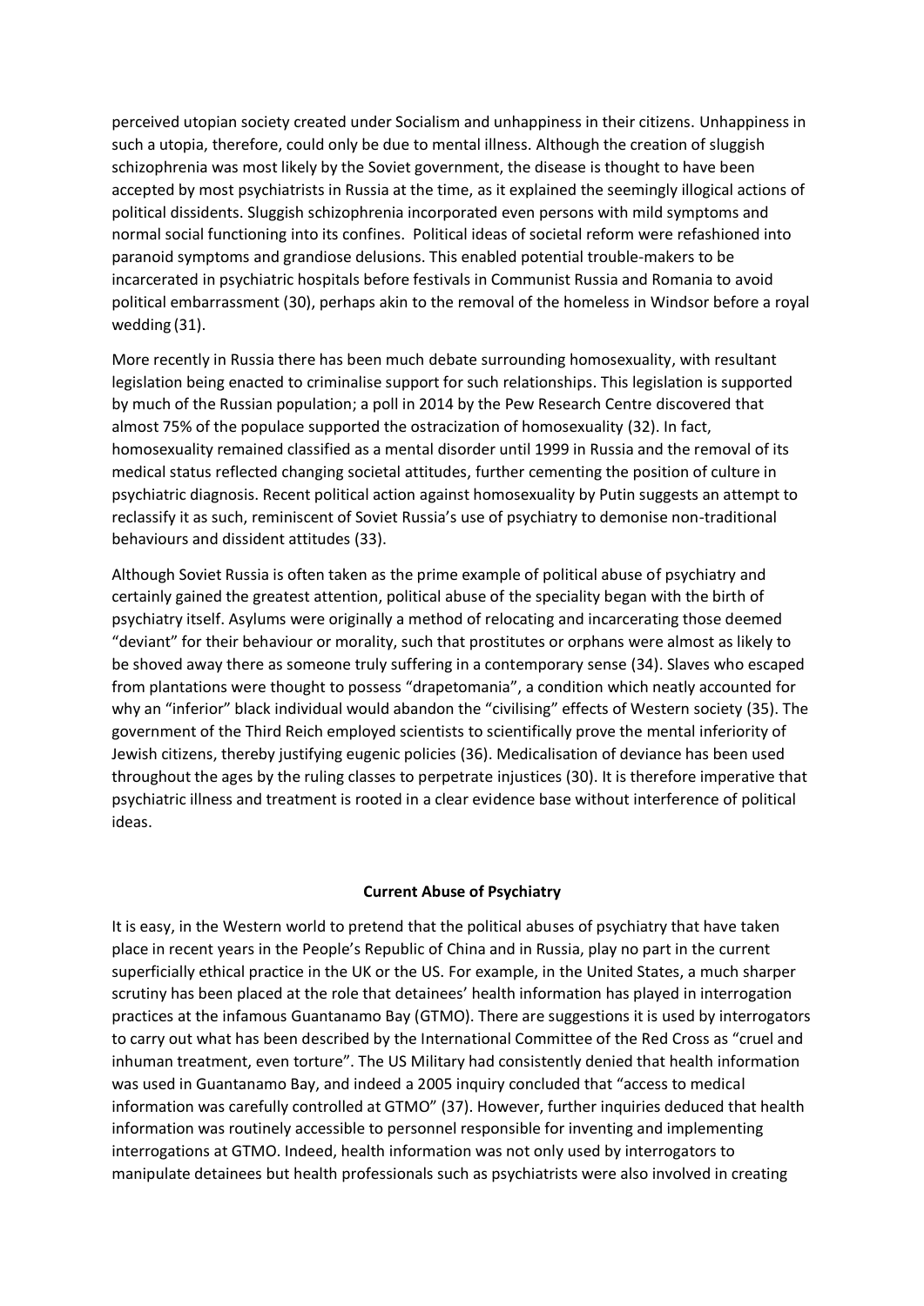perceived utopian society created under Socialism and unhappiness in their citizens. Unhappiness in such a utopia, therefore, could only be due to mental illness. Although the creation of sluggish schizophrenia was most likely by the Soviet government, the disease is thought to have been accepted by most psychiatrists in Russia at the time, as it explained the seemingly illogical actions of political dissidents. Sluggish schizophrenia incorporated even persons with mild symptoms and normal social functioning into its confines. Political ideas of societal reform were refashioned into paranoid symptoms and grandiose delusions. This enabled potential trouble-makers to be incarcerated in psychiatric hospitals before festivals in Communist Russia and Romania to avoid political embarrassment (30), perhaps akin to the removal of the homeless in Windsor before a royal wedding (31).

More recently in Russia there has been much debate surrounding homosexuality, with resultant legislation being enacted to criminalise support for such relationships. This legislation is supported by much of the Russian population; a poll in 2014 by the Pew Research Centre discovered that almost 75% of the populace supported the ostracization of homosexuality (32). In fact, homosexuality remained classified as a mental disorder until 1999 in Russia and the removal of its medical status reflected changing societal attitudes, further cementing the position of culture in psychiatric diagnosis. Recent political action against homosexuality by Putin suggests an attempt to reclassify it as such, reminiscent of Soviet Russia's use of psychiatry to demonise non-traditional behaviours and dissident attitudes (33).

Although Soviet Russia is often taken as the prime example of political abuse of psychiatry and certainly gained the greatest attention, political abuse of the speciality began with the birth of psychiatry itself. Asylums were originally a method of relocating and incarcerating those deemed "deviant" for their behaviour or morality, such that prostitutes or orphans were almost as likely to be shoved away there as someone truly suffering in a contemporary sense (34). Slaves who escaped from plantations were thought to possess "drapetomania", a condition which neatly accounted for why an "inferior" black individual would abandon the "civilising" effects of Western society (35). The government of the Third Reich employed scientists to scientifically prove the mental inferiority of Jewish citizens, thereby justifying eugenic policies (36). Medicalisation of deviance has been used throughout the ages by the ruling classes to perpetrate injustices (30). It is therefore imperative that psychiatric illness and treatment is rooted in a clear evidence base without interference of political ideas.

## Current Abuse of Psychiatry

It is easy, in the Western world to pretend that the political abuses of psychiatry that have taken place in recent years in the People's Republic of China and in Russia, play no part in the current superficially ethical practice in the UK or the US. For example, in the United States, a much sharper scrutiny has been placed at the role that detainees' health information has played in interrogation practices at the infamous Guantanamo Bay (GTMO). There are suggestions it is used by interrogators to carry out what has been described by the International Committee of the Red Cross as "cruel and inhuman treatment, even torture". The US Military had consistently denied that health information was used in Guantanamo Bay, and indeed a 2005 inquiry concluded that "access to medical information was carefully controlled at GTMO" (37). However, further inquiries deduced that health information was routinely accessible to personnel responsible for inventing and implementing interrogations at GTMO. Indeed, health information was not only used by interrogators to manipulate detainees but health professionals such as psychiatrists were also involved in creating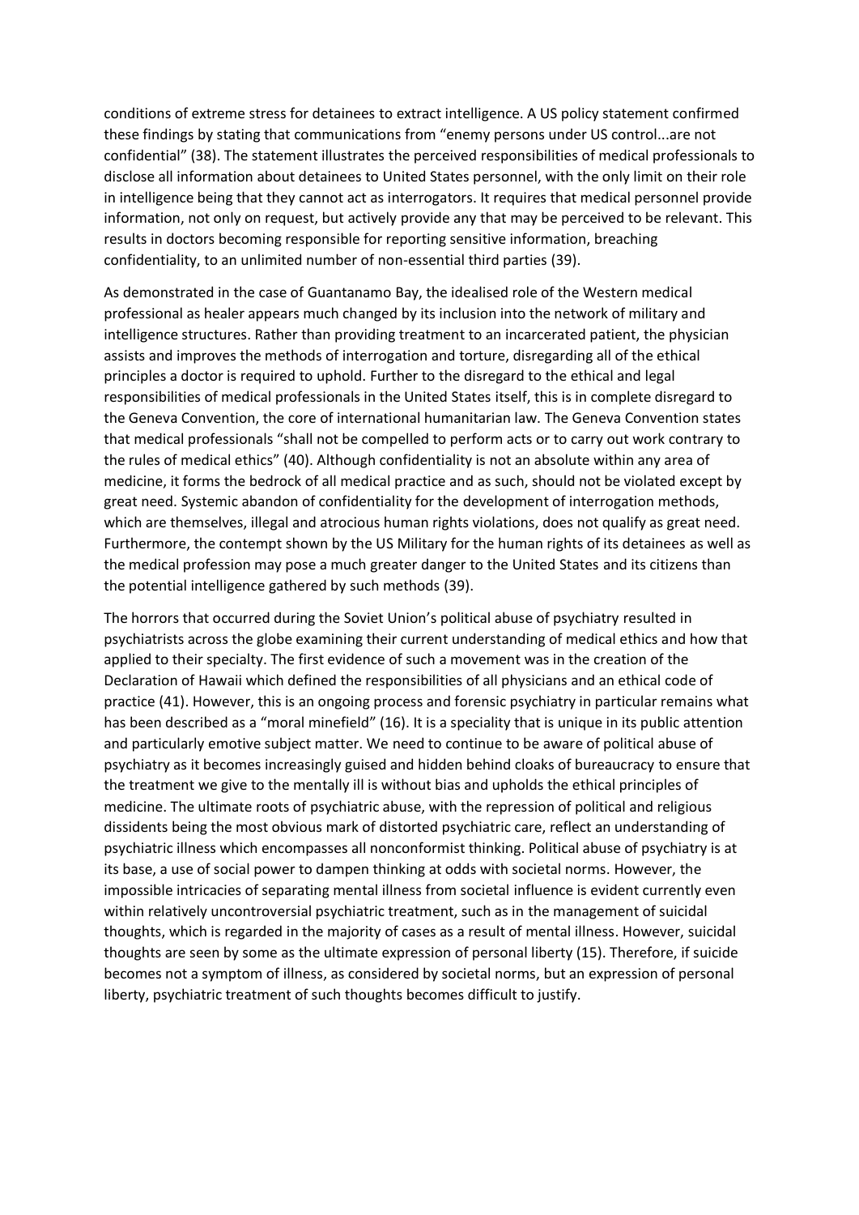conditions of extreme stress for detainees to extract intelligence. A US policy statement confirmed these findings by stating that communications from "enemy persons under US control...are not confidential" (38). The statement illustrates the perceived responsibilities of medical professionals to disclose all information about detainees to United States personnel, with the only limit on their role in intelligence being that they cannot act as interrogators. It requires that medical personnel provide information, not only on request, but actively provide any that may be perceived to be relevant. This results in doctors becoming responsible for reporting sensitive information, breaching confidentiality, to an unlimited number of non-essential third parties (39).

As demonstrated in the case of Guantanamo Bay, the idealised role of the Western medical professional as healer appears much changed by its inclusion into the network of military and intelligence structures. Rather than providing treatment to an incarcerated patient, the physician assists and improves the methods of interrogation and torture, disregarding all of the ethical principles a doctor is required to uphold. Further to the disregard to the ethical and legal responsibilities of medical professionals in the United States itself, this is in complete disregard to the Geneva Convention, the core of international humanitarian law. The Geneva Convention states that medical professionals "shall not be compelled to perform acts or to carry out work contrary to the rules of medical ethics" (40). Although confidentiality is not an absolute within any area of medicine, it forms the bedrock of all medical practice and as such, should not be violated except by great need. Systemic abandon of confidentiality for the development of interrogation methods, which are themselves, illegal and atrocious human rights violations, does not qualify as great need. Furthermore, the contempt shown by the US Military for the human rights of its detainees as well as the medical profession may pose a much greater danger to the United States and its citizens than the potential intelligence gathered by such methods (39).

The horrors that occurred during the Soviet Union's political abuse of psychiatry resulted in psychiatrists across the globe examining their current understanding of medical ethics and how that applied to their specialty. The first evidence of such a movement was in the creation of the Declaration of Hawaii which defined the responsibilities of all physicians and an ethical code of practice (41). However, this is an ongoing process and forensic psychiatry in particular remains what has been described as a "moral minefield" (16). It is a speciality that is unique in its public attention and particularly emotive subject matter. We need to continue to be aware of political abuse of psychiatry as it becomes increasingly guised and hidden behind cloaks of bureaucracy to ensure that the treatment we give to the mentally ill is without bias and upholds the ethical principles of medicine. The ultimate roots of psychiatric abuse, with the repression of political and religious dissidents being the most obvious mark of distorted psychiatric care, reflect an understanding of psychiatric illness which encompasses all nonconformist thinking. Political abuse of psychiatry is at its base, a use of social power to dampen thinking at odds with societal norms. However, the impossible intricacies of separating mental illness from societal influence is evident currently even within relatively uncontroversial psychiatric treatment, such as in the management of suicidal thoughts, which is regarded in the majority of cases as a result of mental illness. However, suicidal thoughts are seen by some as the ultimate expression of personal liberty (15). Therefore, if suicide becomes not a symptom of illness, as considered by societal norms, but an expression of personal liberty, psychiatric treatment of such thoughts becomes difficult to justify.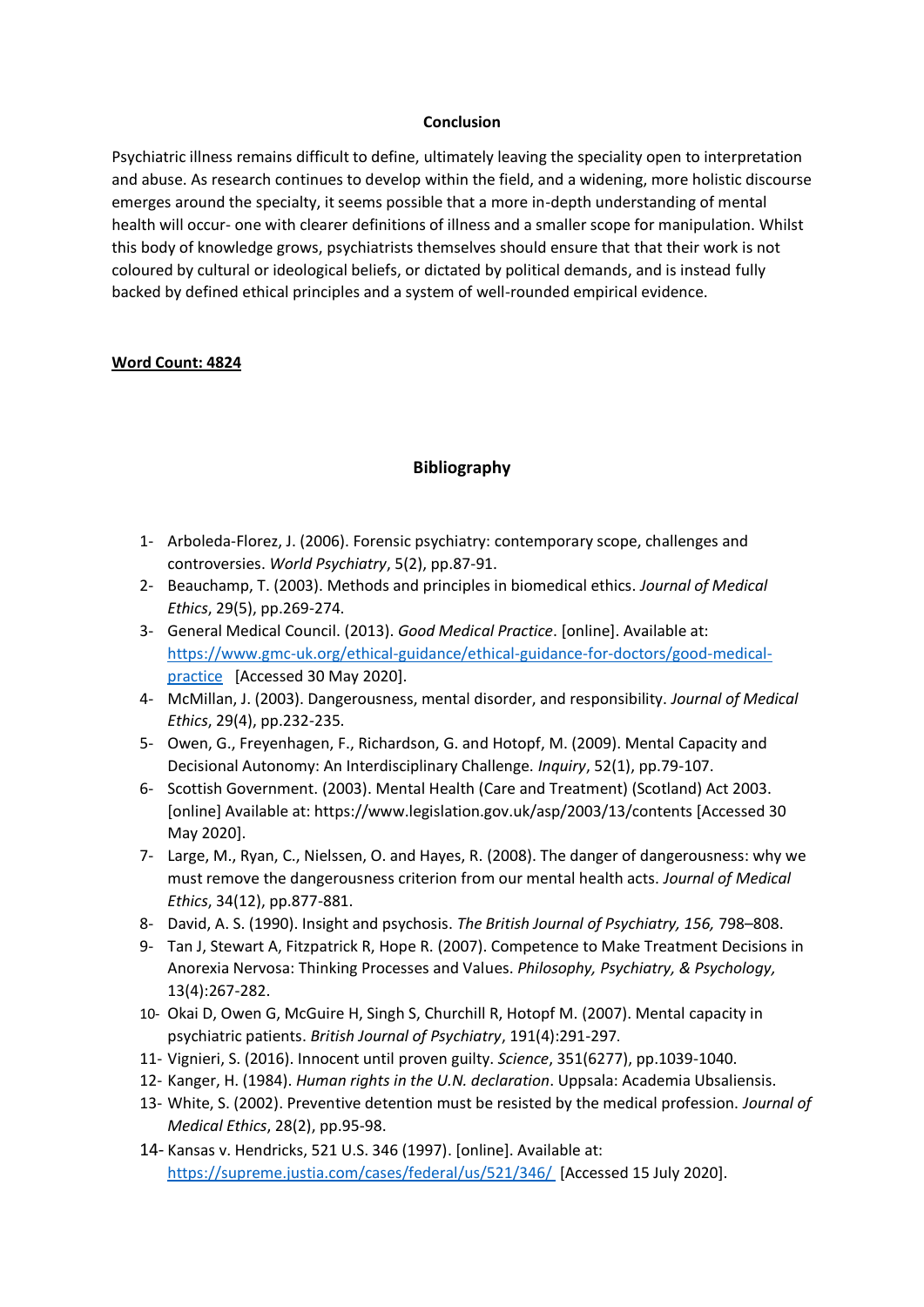## Conclusion

Psychiatric illness remains difficult to define, ultimately leaving the speciality open to interpretation and abuse. As research continues to develop within the field, and a widening, more holistic discourse emerges around the specialty, it seems possible that a more in-depth understanding of mental health will occur- one with clearer definitions of illness and a smaller scope for manipulation. Whilst this body of knowledge grows, psychiatrists themselves should ensure that that their work is not coloured by cultural or ideological beliefs, or dictated by political demands, and is instead fully backed by defined ethical principles and a system of well-rounded empirical evidence.

**Word Count: 4824**

## Bibliography

1- Arboleda-Florez, J. (2006). Forensic psychiatry: contemporary scope, challenges and controversies. *World Psychiatry*, 5(2), pp.87-91.

2- Beauchamp, T. (2003). Methods and principles in biomedical ethics. *Journal of Medical Ethics*, 29(5), pp.269-274.

3- General Medical Council. (2013). *Good Medical Practice*. [online]. Available at: https://www.gmc-uk.org/ethical-guidance/ethical-guidance-for-doctors/good-medical-practice [Accessed 30 May 2020].

4- McMillan, J. (2003). Dangerousness, mental disorder, and responsibility. *Journal of Medical Ethics*, 29(4), pp.232-235.

5- Owen, G., Freyenhagen, F., Richardson, G. and Hotopf, M. (2009). Mental Capacity and Decisional Autonomy: An Interdisciplinary Challenge. *Inquiry*, 52(1), pp.79-107.

6- Scottish Government. (2003). Mental Health (Care and Treatment) (Scotland) Act 2003. [online] Available at: https://www.legislation.gov.uk/asp/2003/13/contents [Accessed 30 May 2020].

7- Large, M., Ryan, C., Nielssen, O. and Hayes, R. (2008). The danger of dangerousness: why we must remove the dangerousness criterion from our mental health acts. *Journal of Medical Ethics*, 34(12), pp.877-881.

8- David, A. S. (1990). Insight and psychosis. *The British Journal of Psychiatry, 156,* 798–808.

9- Tan J, Stewart A, Fitzpatrick R, Hope R. (2007). Competence to Make Treatment Decisions in Anorexia Nervosa: Thinking Processes and Values. *Philosophy, Psychiatry, & Psychology,* 13(4):267-282.

10- Okai D, Owen G, McGuire H, Singh S, Churchill R, Hotopf M. (2007). Mental capacity in psychiatric patients. *British Journal of Psychiatry*, 191(4):291-297.

11- Vignieri, S. (2016). Innocent until proven guilty. *Science*, 351(6277), pp.1039-1040.

12- Kanger, H. (1984). *Human rights in the U.N. declaration*. Uppsala: Academia Ubsaliensis.

13- White, S. (2002). Preventive detention must be resisted by the medical profession. *Journal of Medical Ethics*, 28(2), pp.95-98.

14- Kansas v. Hendricks, 521 U.S. 346 (1997). [online]. Available at: https://supreme.justia.com/cases/federal/us/521/346/ [Accessed 15 July 2020].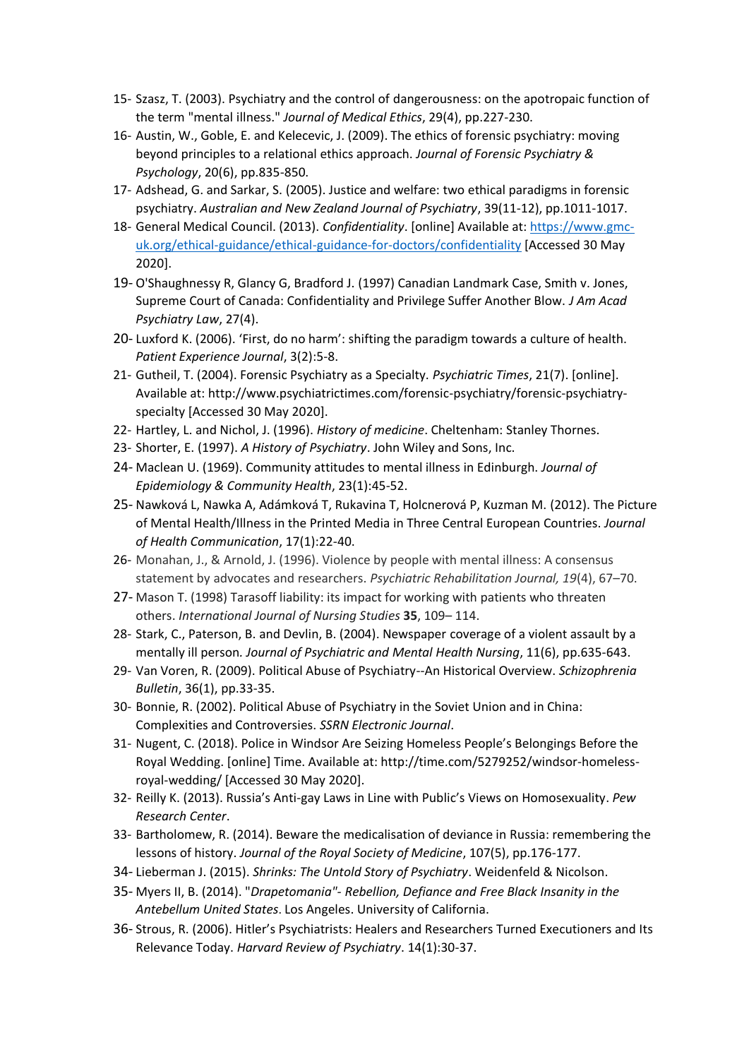15- Szasz, T. (2003). Psychiatry and the control of dangerousness: on the apotropaic function of the term "mental illness." *Journal of Medical Ethics*, 29(4), pp.227-230.

16- Austin, W., Goble, E. and Kelecevic, J. (2009). The ethics of forensic psychiatry: moving beyond principles to a relational ethics approach. *Journal of Forensic Psychiatry & Psychology*, 20(6), pp.835-850.

17- Adshead, G. and Sarkar, S. (2005). Justice and welfare: two ethical paradigms in forensic psychiatry. *Australian and New Zealand Journal of Psychiatry*, 39(11-12), pp.1011-1017.

18- General Medical Council. (2013). *Confidentiality*. [online] Available at: https://www.gmc-uk.org/ethical-guidance/ethical-guidance-for-doctors/confidentiality [Accessed 30 May 2020].

19- O'Shaughnessy R, Glancy G, Bradford J. (1997) Canadian Landmark Case, Smith v. Jones, Supreme Court of Canada: Confidentiality and Privilege Suffer Another Blow. *J Am Acad Psychiatry Law*, 27(4).

20- Luxford K. (2006). 'First, do no harm': shifting the paradigm towards a culture of health. *Patient Experience Journal*, 3(2):5-8.

21- Gutheil, T. (2004). Forensic Psychiatry as a Specialty. *Psychiatric Times*, 21(7). [online]. Available at: http://www.psychiatrictimes.com/forensic-psychiatry/forensic-psychiatry-specialty [Accessed 30 May 2020].

22- Hartley, L. and Nichol, J. (1996). *History of medicine*. Cheltenham: Stanley Thornes.

23- Shorter, E. (1997). *A History of Psychiatry*. John Wiley and Sons, Inc.

24- Maclean U. (1969). Community attitudes to mental illness in Edinburgh. *Journal of Epidemiology & Community Health*, 23(1):45-52.

25- Nawková L, Nawka A, Adámková T, Rukavina T, Holcnerová P, Kuzman M. (2012). The Picture of Mental Health/Illness in the Printed Media in Three Central European Countries. *Journal of Health Communication*, 17(1):22-40.

26- Monahan, J., & Arnold, J. (1996). Violence by people with mental illness: A consensus statement by advocates and researchers. *Psychiatric Rehabilitation Journal, 19*(4), 67–70.

27- Mason T. (1998) Tarasoff liability: its impact for working with patients who threaten others. *International Journal of Nursing Studies* **35**, 109– 114.

28- Stark, C., Paterson, B. and Devlin, B. (2004). Newspaper coverage of a violent assault by a mentally ill person. *Journal of Psychiatric and Mental Health Nursing*, 11(6), pp.635-643.

29- Van Voren, R. (2009). Political Abuse of Psychiatry--An Historical Overview. *Schizophrenia Bulletin*, 36(1), pp.33-35.

30- Bonnie, R. (2002). Political Abuse of Psychiatry in the Soviet Union and in China: Complexities and Controversies. *SSRN Electronic Journal*.

31- Nugent, C. (2018). Police in Windsor Are Seizing Homeless People's Belongings Before the Royal Wedding. [online] Time. Available at: http://time.com/5279252/windsor-homeless-royal-wedding/ [Accessed 30 May 2020].

32- Reilly K. (2013). Russia's Anti-gay Laws in Line with Public's Views on Homosexuality. *Pew Research Center*.

33- Bartholomew, R. (2014). Beware the medicalisation of deviance in Russia: remembering the lessons of history. *Journal of the Royal Society of Medicine*, 107(5), pp.176-177.

34- Lieberman J. (2015). *Shrinks: The Untold Story of Psychiatry*. Weidenfeld & Nicolson.

35- Myers II, B. (2014). "*Drapetomania"- Rebellion, Defiance and Free Black Insanity in the Antebellum United States*. Los Angeles. University of California.

36- Strous, R. (2006). Hitler's Psychiatrists: Healers and Researchers Turned Executioners and Its Relevance Today. *Harvard Review of Psychiatry*. 14(1):30-37.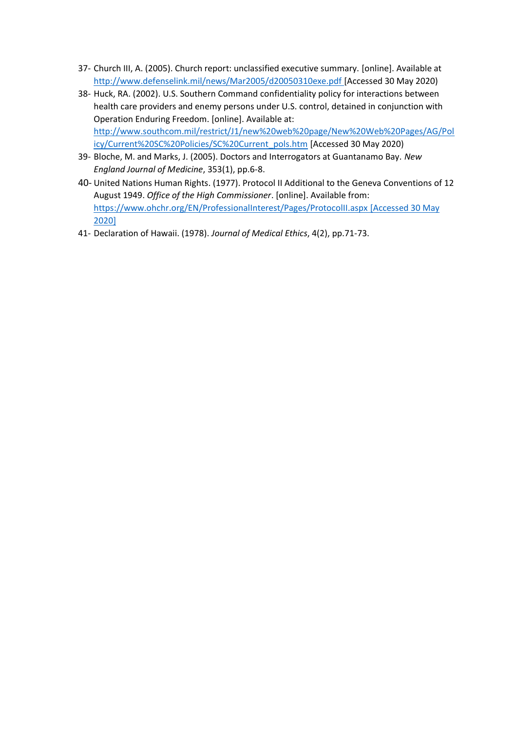37- Church III, A. (2005). Church report: unclassified executive summary. [online]. Available at http://www.defenselink.mil/news/Mar2005/d20050310exe.pdf [Accessed 30 May 2020)

38- Huck, RA. (2002). U.S. Southern Command confidentiality policy for interactions between health care providers and enemy persons under U.S. control, detained in conjunction with Operation Enduring Freedom. [online]. Available at: http://www.southcom.mil/restrict/J1/new%20web%20page/New%20Web%20Pages/AG/Policy/Current%20SC%20Policies/SC%20Current_pols.htm [Accessed 30 May 2020)

39- Bloche, M. and Marks, J. (2005). Doctors and Interrogators at Guantanamo Bay. *New England Journal of Medicine*, 353(1), pp.6-8.

40- United Nations Human Rights. (1977). Protocol II Additional to the Geneva Conventions of 12 August 1949. *Office of the High Commissioner*. [online]. Available from: https://www.ohchr.org/EN/ProfessionalInterest/Pages/ProtocolII.aspx [Accessed 30 May 2020]

41- Declaration of Hawaii. (1978). *Journal of Medical Ethics*, 4(2), pp.71-73.